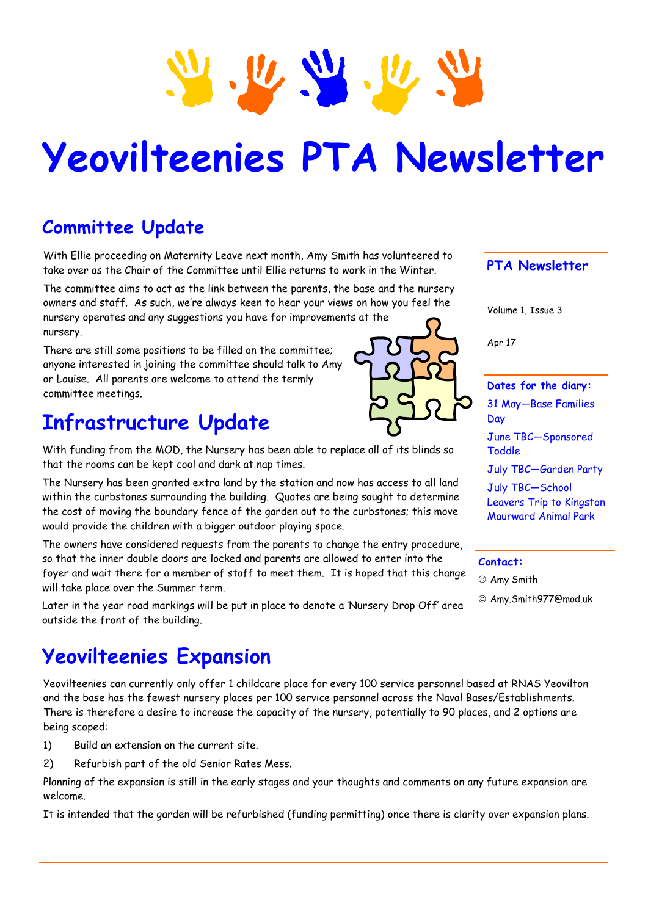# Yeovilteenies PTA Newsletter

## Committee Update

With Ellie proceeding on Maternity Leave next month, Amy Smith has volunteered to take over as the Chair of the Committee until Ellie returns to work in the Winter.

The committee aims to act as the link between the parents, the base and the nursery owners and staff. As such, we're always keen to hear your views on how you feel the nursery operates and any suggestions you have for improvements at the nursery.

There are still some positions to be filled on the committee; anyone interested in joining the committee should talk to Amy or Louise. All parents are welcome to attend the termly committee meetings.

## Infrastructure Update

With funding from the MOD, the Nursery has been able to replace all of its blinds so that the rooms can be kept cool and dark at nap times.

The Nursery has been granted extra land by the station and now has access to all land within the curbstones surrounding the building. Quotes are being sought to determine the cost of moving the boundary fence of the garden out to the curbstones; this move would provide the children with a bigger outdoor playing space.

The owners have considered requests from the parents to change the entry procedure, so that the inner double doors are locked and parents are allowed to enter into the foyer and wait there for a member of staff to meet them. It is hoped that this change will take place over the Summer term.

Later in the year road markings will be put in place to denote a 'Nursery Drop Off' area outside the front of the building.

### PTA Newsletter

Volume 1, Issue 3

Apr 17

**Dates for the diary:**

31 May—Base Families Day

June TBC—Sponsored Toddle

July TBC—Garden Party

July TBC—School Leavers Trip to Kingston Maurward Animal Park

**Contact:**

☺ Amy Smith

☺ Amy.Smith977@mod.uk

## Yeovilteenies Expansion

Yeovilteenies can currently only offer 1 childcare place for every 100 service personnel based at RNAS Yeovilton and the base has the fewest nursery places per 100 service personnel across the Naval Bases/Establishments. There is therefore a desire to increase the capacity of the nursery, potentially to 90 places, and 2 options are being scoped:

1) Build an extension on the current site.
2) Refurbish part of the old Senior Rates Mess.

Planning of the expansion is still in the early stages and your thoughts and comments on any future expansion are welcome.

It is intended that the garden will be refurbished (funding permitting) once there is clarity over expansion plans.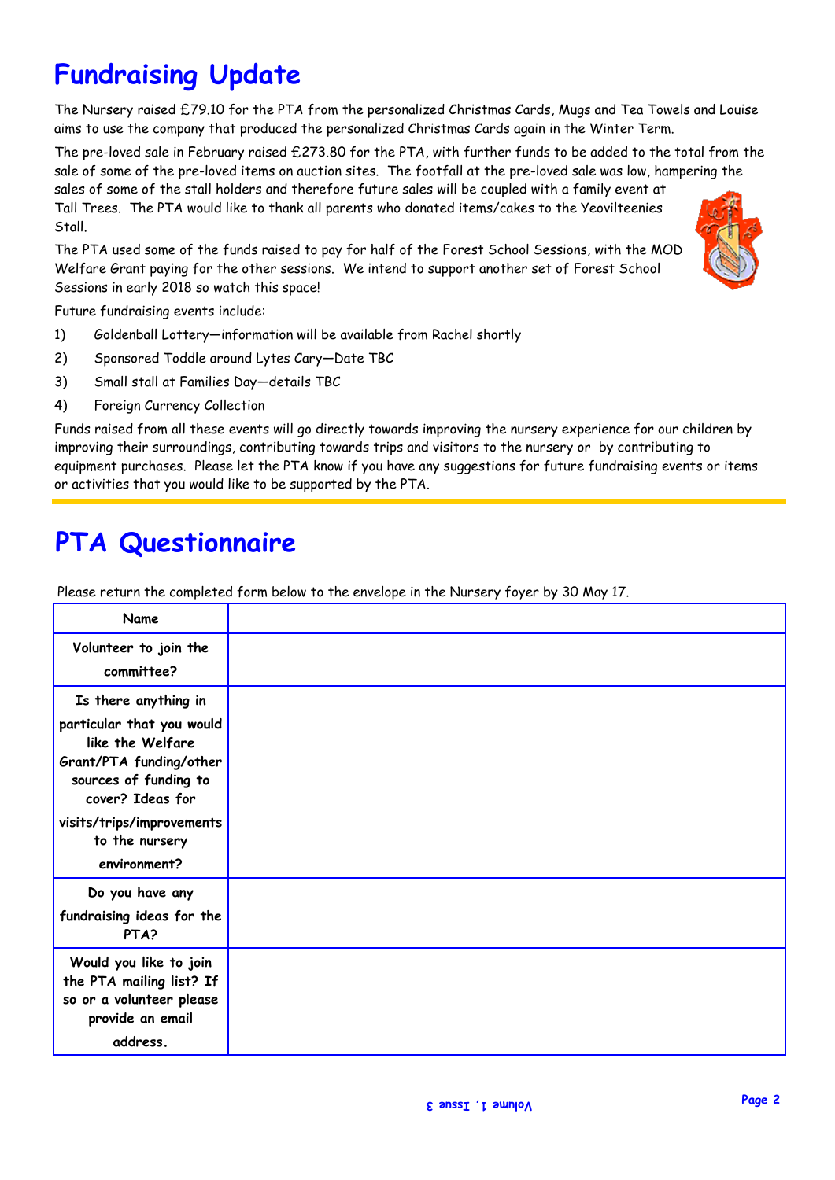# Fundraising Update

The Nursery raised £79.10 for the PTA from the personalized Christmas Cards, Mugs and Tea Towels and Louise aims to use the company that produced the personalized Christmas Cards again in the Winter Term.

The pre-loved sale in February raised £273.80 for the PTA, with further funds to be added to the total from the sale of some of the pre-loved items on auction sites. The footfall at the pre-loved sale was low, hampering the sales of some of the stall holders and therefore future sales will be coupled with a family event at Tall Trees. The PTA would like to thank all parents who donated items/cakes to the Yeovilteenies Stall.

The PTA used some of the funds raised to pay for half of the Forest School Sessions, with the MOD Welfare Grant paying for the other sessions. We intend to support another set of Forest School Sessions in early 2018 so watch this space!

Future fundraising events include:

1) Goldenball Lottery—information will be available from Rachel shortly
2) Sponsored Toddle around Lytes Cary—Date TBC
3) Small stall at Families Day—details TBC
4) Foreign Currency Collection

Funds raised from all these events will go directly towards improving the nursery experience for our children by improving their surroundings, contributing towards trips and visitors to the nursery or by contributing to equipment purchases. Please let the PTA know if you have any suggestions for future fundraising events or items or activities that you would like to be supported by the PTA.

# PTA Questionnaire

Please return the completed form below to the envelope in the Nursery foyer by 30 May 17.

| | |
|---|---|
| **Name** | |
| **Volunteer to join the committee?** | |
| **Is there anything in particular that you would like the Welfare Grant/PTA funding/other sources of funding to cover? Ideas for visits/trips/improvements to the nursery environment?** | |
| **Do you have any fundraising ideas for the PTA?** | |
| **Would you like to join the PTA mailing list? If so or a volunteer please provide an email address.** | |